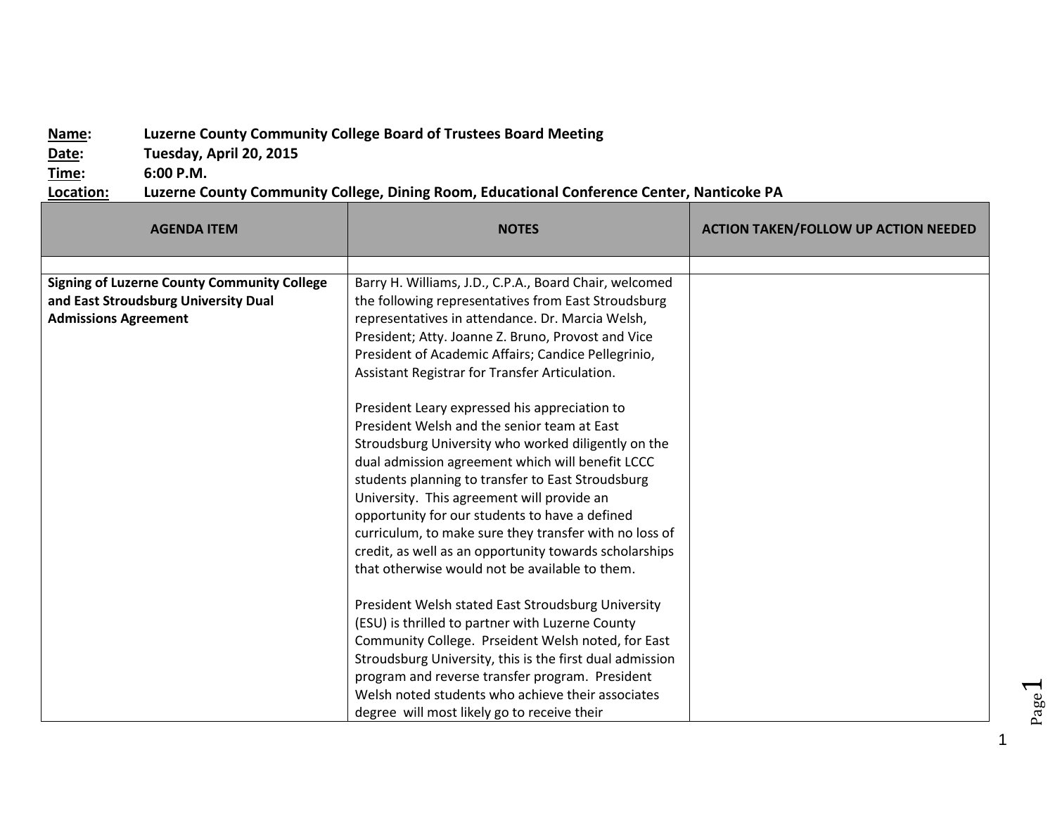**Name:** Luzerne County Community College Board of Trustees Board Meeting
**Date:** Tuesday, April 20, 2015
**Time:** 6:00 P.M.
**Location:** Luzerne County Community College, Dining Room, Educational Conference Center, Nanticoke PA

| AGENDA ITEM | NOTES | ACTION TAKEN/FOLLOW UP ACTION NEEDED |
|---|---|---|
| | | |
| **Signing of Luzerne County Community College and East Stroudsburg University Dual Admissions Agreement** | Barry H. Williams, J.D., C.P.A., Board Chair, welcomed the following representatives from East Stroudsburg representatives in attendance. Dr. Marcia Welsh, President; Atty. Joanne Z. Bruno, Provost and Vice President of Academic Affairs; Candice Pellegrinio, Assistant Registrar for Transfer Articulation.<br><br>President Leary expressed his appreciation to President Welsh and the senior team at East Stroudsburg University who worked diligently on the dual admission agreement which will benefit LCCC students planning to transfer to East Stroudsburg University. This agreement will provide an opportunity for our students to have a defined curriculum, to make sure they transfer with no loss of credit, as well as an opportunity towards scholarships that otherwise would not be available to them.<br><br>President Welsh stated East Stroudsburg University (ESU) is thrilled to partner with Luzerne County Community College. Prseident Welsh noted, for East Stroudsburg University, this is the first dual admission program and reverse transfer program. President Welsh noted students who achieve their associates degree will most likely go to receive their | |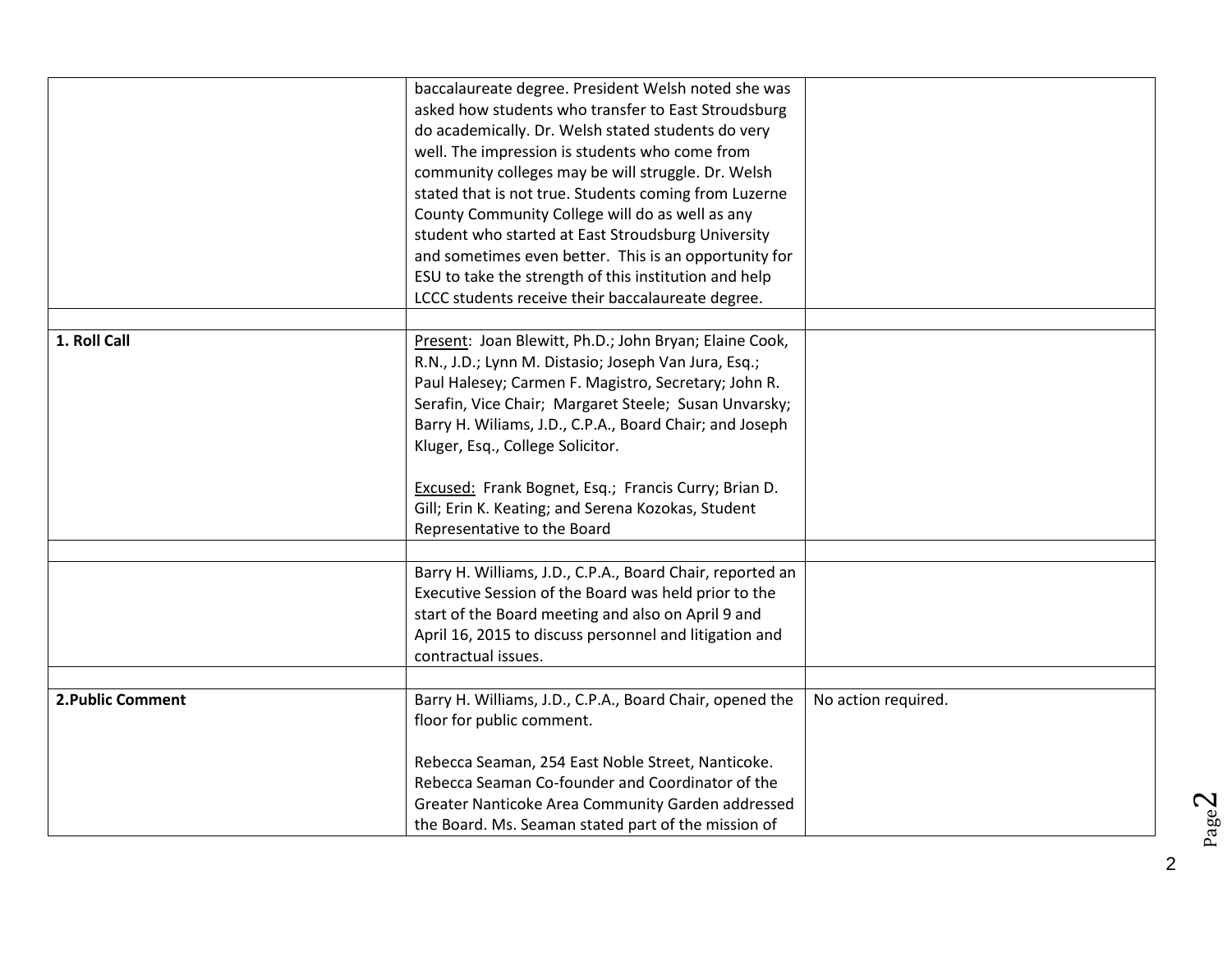| | | |
|---|---|---|
| | baccalaureate degree. President Welsh noted she was asked how students who transfer to East Stroudsburg do academically. Dr. Welsh stated students do very well. The impression is students who come from community colleges may be will struggle. Dr. Welsh stated that is not true. Students coming from Luzerne County Community College will do as well as any student who started at East Stroudsburg University and sometimes even better. This is an opportunity for ESU to take the strength of this institution and help LCCC students receive their baccalaureate degree. | |
| | | |
| **1. Roll Call** | Present: Joan Blewitt, Ph.D.; John Bryan; Elaine Cook, R.N., J.D.; Lynn M. Distasio; Joseph Van Jura, Esq.; Paul Halesey; Carmen F. Magistro, Secretary; John R. Serafin, Vice Chair; Margaret Steele; Susan Unvarsky; Barry H. Wiliams, J.D., C.P.A., Board Chair; and Joseph Kluger, Esq., College Solicitor.<br><br>Excused: Frank Bognet, Esq.; Francis Curry; Brian D. Gill; Erin K. Keating; and Serena Kozokas, Student Representative to the Board | |
| | | |
| | Barry H. Williams, J.D., C.P.A., Board Chair, reported an Executive Session of the Board was held prior to the start of the Board meeting and also on April 9 and April 16, 2015 to discuss personnel and litigation and contractual issues. | |
| | | |
| **2.Public Comment** | Barry H. Williams, J.D., C.P.A., Board Chair, opened the floor for public comment.<br><br>Rebecca Seaman, 254 East Noble Street, Nanticoke. Rebecca Seaman Co-founder and Coordinator of the Greater Nanticoke Area Community Garden addressed the Board. Ms. Seaman stated part of the mission of | No action required. |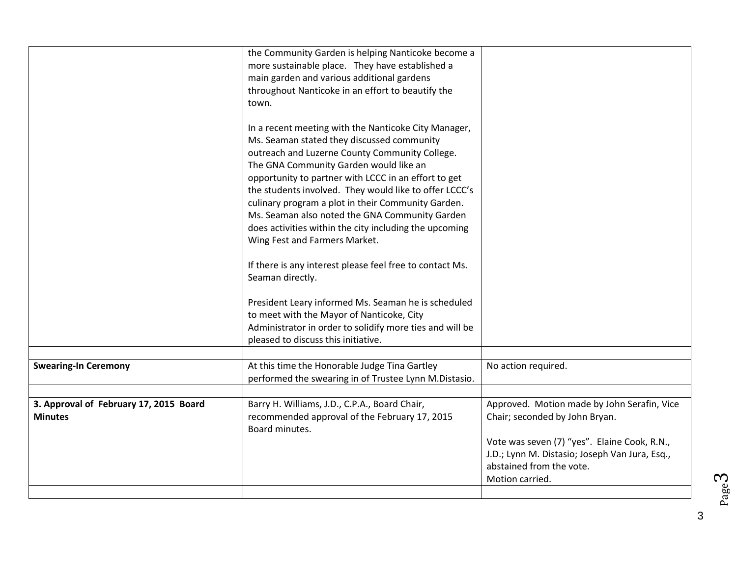| | | |
|---|---|---|
| | the Community Garden is helping Nanticoke become a more sustainable place. They have established a main garden and various additional gardens throughout Nanticoke in an effort to beautify the town.<br><br>In a recent meeting with the Nanticoke City Manager, Ms. Seaman stated they discussed community outreach and Luzerne County Community College. The GNA Community Garden would like an opportunity to partner with LCCC in an effort to get the students involved. They would like to offer LCCC's culinary program a plot in their Community Garden. Ms. Seaman also noted the GNA Community Garden does activities within the city including the upcoming Wing Fest and Farmers Market.<br><br>If there is any interest please feel free to contact Ms. Seaman directly.<br><br>President Leary informed Ms. Seaman he is scheduled to meet with the Mayor of Nanticoke, City Administrator in order to solidify more ties and will be pleased to discuss this initiative. | |
| | | |
| **Swearing-In Ceremony** | At this time the Honorable Judge Tina Gartley performed the swearing in of Trustee Lynn M.Distasio. | No action required. |
| | | |
| **3. Approval of February 17, 2015 Board Minutes** | Barry H. Williams, J.D., C.P.A., Board Chair, recommended approval of the February 17, 2015 Board minutes. | Approved. Motion made by John Serafin, Vice Chair; seconded by John Bryan.<br><br>Vote was seven (7) "yes". Elaine Cook, R.N., J.D.; Lynn M. Distasio; Joseph Van Jura, Esq., abstained from the vote.<br>Motion carried. |
| | | |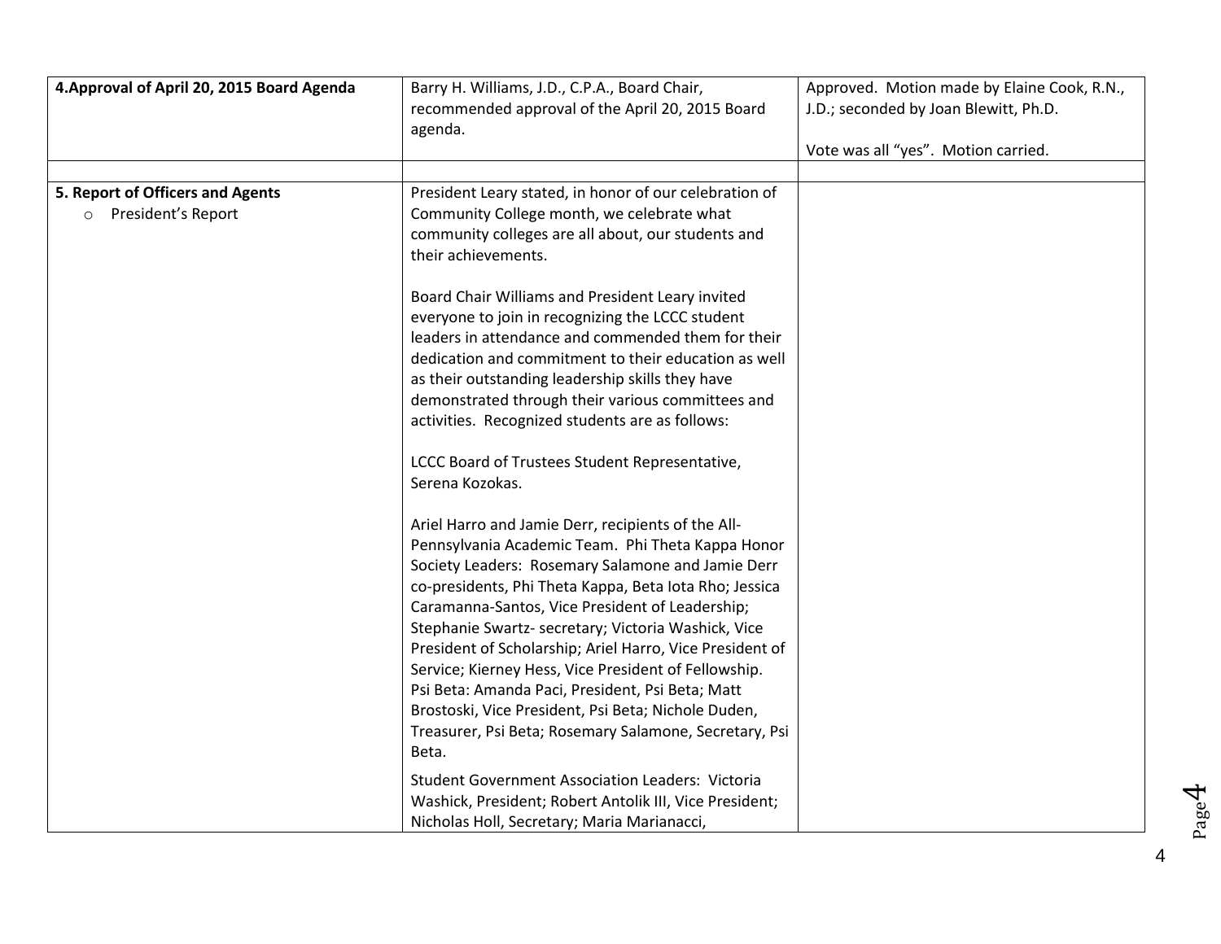| | | |
|---|---|---|
| **4.Approval of April 20, 2015 Board Agenda** | Barry H. Williams, J.D., C.P.A., Board Chair, recommended approval of the April 20, 2015 Board agenda. | Approved. Motion made by Elaine Cook, R.N., J.D.; seconded by Joan Blewitt, Ph.D.<br><br>Vote was all "yes". Motion carried. |
| | | |
| **5. Report of Officers and Agents**<br>○ President's Report | President Leary stated, in honor of our celebration of Community College month, we celebrate what community colleges are all about, our students and their achievements.<br><br>Board Chair Williams and President Leary invited everyone to join in recognizing the LCCC student leaders in attendance and commended them for their dedication and commitment to their education as well as their outstanding leadership skills they have demonstrated through their various committees and activities. Recognized students are as follows:<br><br>LCCC Board of Trustees Student Representative, Serena Kozokas.<br><br>Ariel Harro and Jamie Derr, recipients of the All-Pennsylvania Academic Team. Phi Theta Kappa Honor Society Leaders: Rosemary Salamone and Jamie Derr co-presidents, Phi Theta Kappa, Beta Iota Rho; Jessica Caramanna-Santos, Vice President of Leadership; Stephanie Swartz- secretary; Victoria Washick, Vice President of Scholarship; Ariel Harro, Vice President of Service; Kierney Hess, Vice President of Fellowship. Psi Beta: Amanda Paci, President, Psi Beta; Matt Brostoski, Vice President, Psi Beta; Nichole Duden, Treasurer, Psi Beta; Rosemary Salamone, Secretary, Psi Beta.<br><br>Student Government Association Leaders: Victoria Washick, President; Robert Antolik III, Vice President; Nicholas Holl, Secretary; Maria Marianacci, | |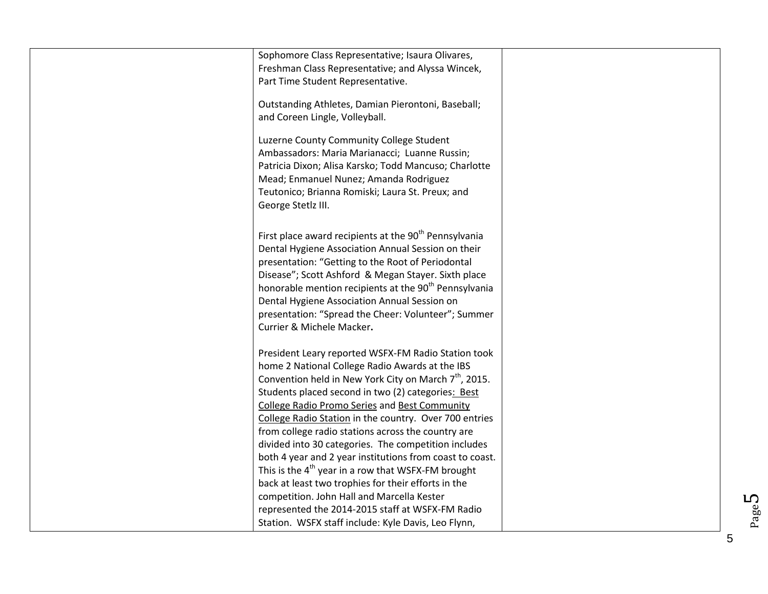| | | |
|---|---|---|
| | Sophomore Class Representative; Isaura Olivares, Freshman Class Representative; and Alyssa Wincek, Part Time Student Representative.<br><br>Outstanding Athletes, Damian Pierontoni, Baseball; and Coreen Lingle, Volleyball.<br><br>Luzerne County Community College Student Ambassadors: Maria Marianacci; Luanne Russin; Patricia Dixon; Alisa Karsko; Todd Mancuso; Charlotte Mead; Enmanuel Nunez; Amanda Rodriguez Teutonico; Brianna Romiski; Laura St. Preux; and George Stetlz III.<br><br>First place award recipients at the 90th Pennsylvania Dental Hygiene Association Annual Session on their presentation: "Getting to the Root of Periodontal Disease"; Scott Ashford & Megan Stayer. Sixth place honorable mention recipients at the 90th Pennsylvania Dental Hygiene Association Annual Session on presentation: "Spread the Cheer: Volunteer"; Summer Currier & Michele Macker**.**<br><br>President Leary reported WSFX-FM Radio Station took home 2 National College Radio Awards at the IBS Convention held in New York City on March 7th, 2015. Students placed second in two (2) categories: Best College Radio Promo Series and Best Community College Radio Station in the country. Over 700 entries from college radio stations across the country are divided into 30 categories. The competition includes both 4 year and 2 year institutions from coast to coast. This is the 4th year in a row that WSFX-FM brought back at least two trophies for their efforts in the competition. John Hall and Marcella Kester represented the 2014-2015 staff at WSFX-FM Radio Station. WSFX staff include: Kyle Davis, Leo Flynn, | |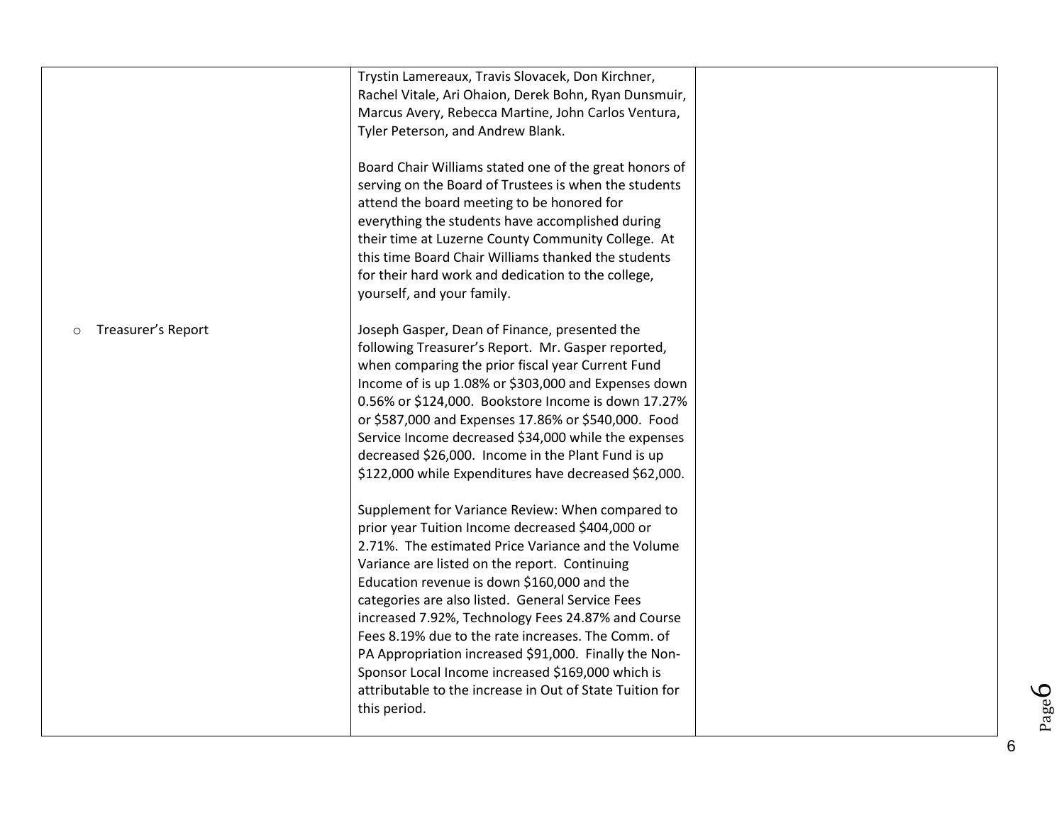| | | |
|---|---|---|
| | Trystin Lamereaux, Travis Slovacek, Don Kirchner, Rachel Vitale, Ari Ohaion, Derek Bohn, Ryan Dunsmuir, Marcus Avery, Rebecca Martine, John Carlos Ventura, Tyler Peterson, and Andrew Blank.<br><br>Board Chair Williams stated one of the great honors of serving on the Board of Trustees is when the students attend the board meeting to be honored for everything the students have accomplished during their time at Luzerne County Community College. At this time Board Chair Williams thanked the students for their hard work and dedication to the college, yourself, and your family. | |
| ○ Treasurer's Report | Joseph Gasper, Dean of Finance, presented the following Treasurer's Report. Mr. Gasper reported, when comparing the prior fiscal year Current Fund Income of is up 1.08% or $303,000 and Expenses down 0.56% or $124,000. Bookstore Income is down 17.27% or $587,000 and Expenses 17.86% or $540,000. Food Service Income decreased $34,000 while the expenses decreased $26,000. Income in the Plant Fund is up $122,000 while Expenditures have decreased $62,000.<br><br>Supplement for Variance Review: When compared to prior year Tuition Income decreased $404,000 or 2.71%. The estimated Price Variance and the Volume Variance are listed on the report. Continuing Education revenue is down $160,000 and the categories are also listed. General Service Fees increased 7.92%, Technology Fees 24.87% and Course Fees 8.19% due to the rate increases. The Comm. of PA Appropriation increased $91,000. Finally the Non-Sponsor Local Income increased $169,000 which is attributable to the increase in Out of State Tuition for this period. | |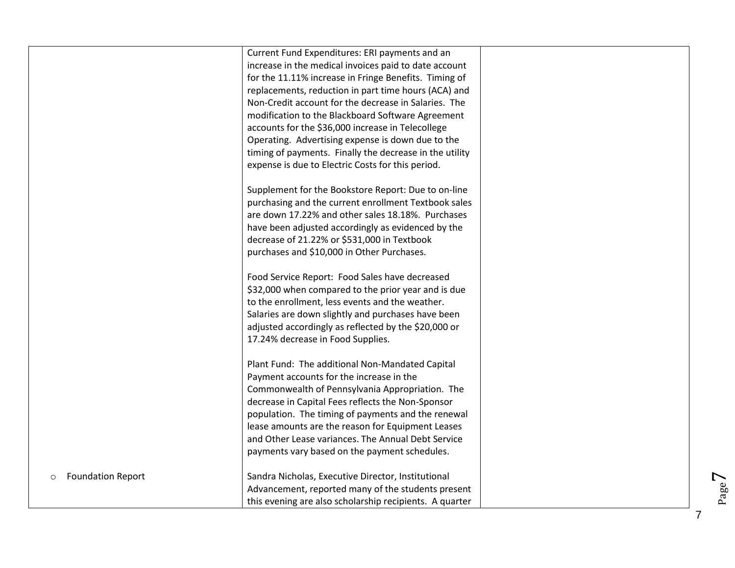| | | |
|---|---|---|
| | Current Fund Expenditures: ERI payments and an increase in the medical invoices paid to date account for the 11.11% increase in Fringe Benefits. Timing of replacements, reduction in part time hours (ACA) and Non-Credit account for the decrease in Salaries. The modification to the Blackboard Software Agreement accounts for the $36,000 increase in Telecollege Operating. Advertising expense is down due to the timing of payments. Finally the decrease in the utility expense is due to Electric Costs for this period.<br><br>Supplement for the Bookstore Report: Due to on-line purchasing and the current enrollment Textbook sales are down 17.22% and other sales 18.18%. Purchases have been adjusted accordingly as evidenced by the decrease of 21.22% or $531,000 in Textbook purchases and $10,000 in Other Purchases.<br><br>Food Service Report: Food Sales have decreased $32,000 when compared to the prior year and is due to the enrollment, less events and the weather. Salaries are down slightly and purchases have been adjusted accordingly as reflected by the $20,000 or 17.24% decrease in Food Supplies.<br><br>Plant Fund: The additional Non-Mandated Capital Payment accounts for the increase in the Commonwealth of Pennsylvania Appropriation. The decrease in Capital Fees reflects the Non-Sponsor population. The timing of payments and the renewal lease amounts are the reason for Equipment Leases and Other Lease variances. The Annual Debt Service payments vary based on the payment schedules. | |
| ○ Foundation Report | Sandra Nicholas, Executive Director, Institutional Advancement, reported many of the students present this evening are also scholarship recipients. A quarter | |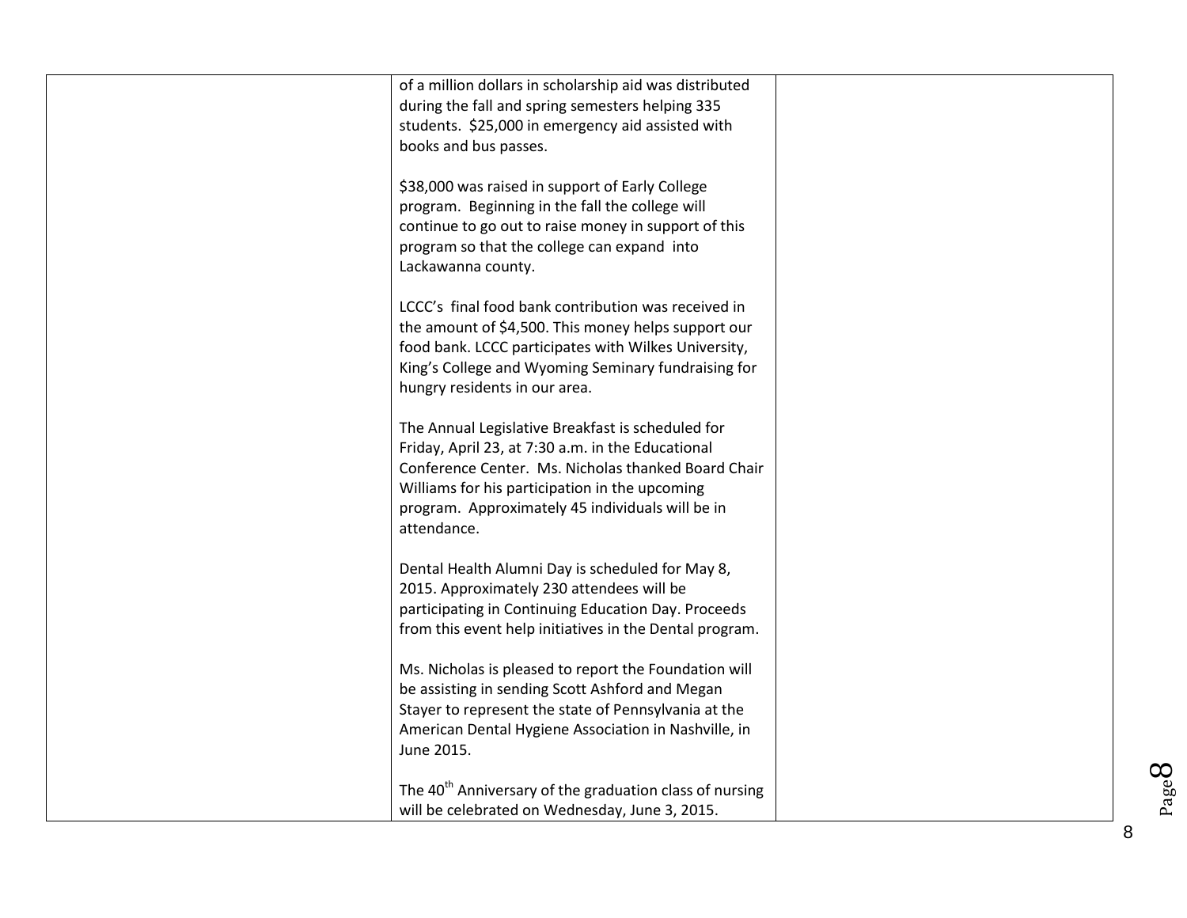| | | |
|---|---|---|
| | of a million dollars in scholarship aid was distributed during the fall and spring semesters helping 335 students. $25,000 in emergency aid assisted with books and bus passes.<br><br>$38,000 was raised in support of Early College program. Beginning in the fall the college will continue to go out to raise money in support of this program so that the college can expand into Lackawanna county.<br><br>LCCC's final food bank contribution was received in the amount of $4,500. This money helps support our food bank. LCCC participates with Wilkes University, King's College and Wyoming Seminary fundraising for hungry residents in our area.<br><br>The Annual Legislative Breakfast is scheduled for Friday, April 23, at 7:30 a.m. in the Educational Conference Center. Ms. Nicholas thanked Board Chair Williams for his participation in the upcoming program. Approximately 45 individuals will be in attendance.<br><br>Dental Health Alumni Day is scheduled for May 8, 2015. Approximately 230 attendees will be participating in Continuing Education Day. Proceeds from this event help initiatives in the Dental program.<br><br>Ms. Nicholas is pleased to report the Foundation will be assisting in sending Scott Ashford and Megan Stayer to represent the state of Pennsylvania at the American Dental Hygiene Association in Nashville, in June 2015.<br><br>The 40th Anniversary of the graduation class of nursing will be celebrated on Wednesday, June 3, 2015. | |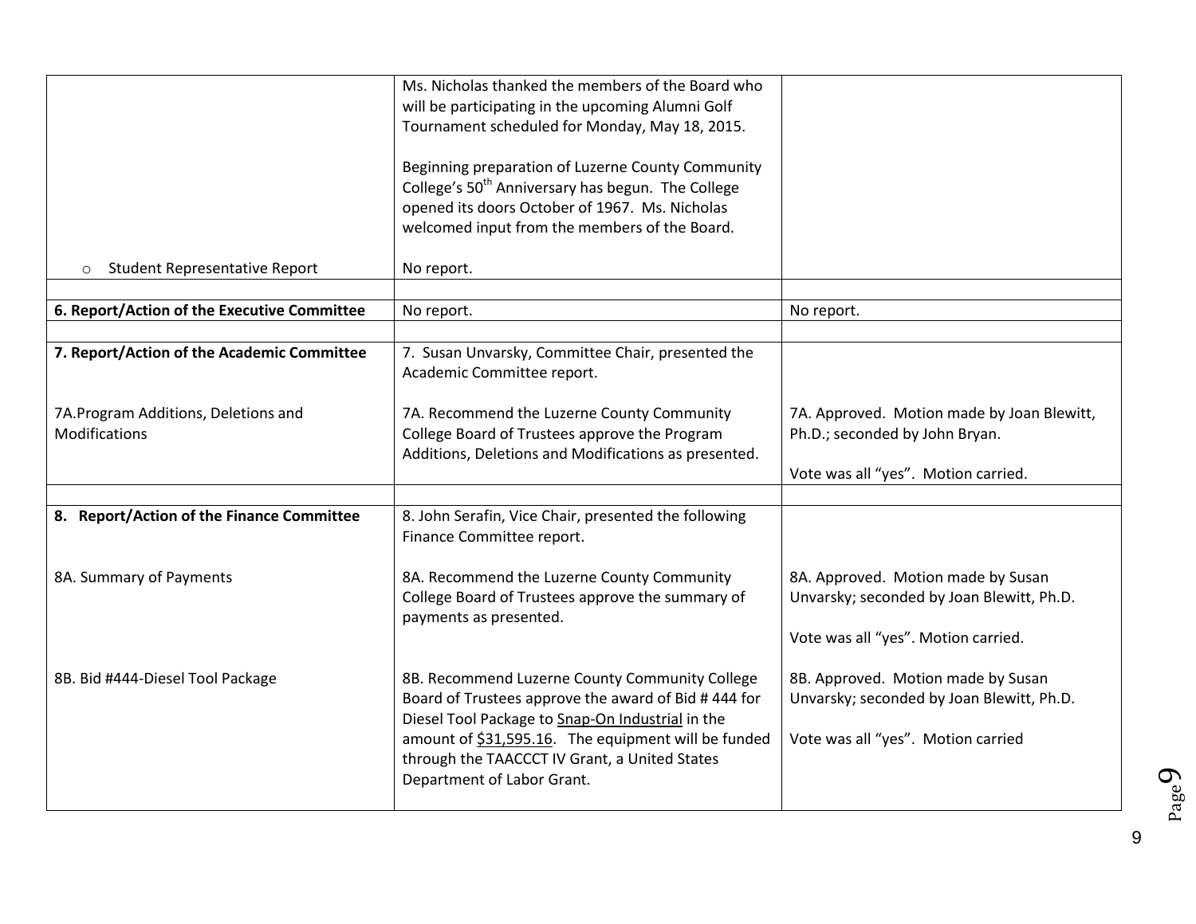| | | |
|---|---|---|
| | Ms. Nicholas thanked the members of the Board who will be participating in the upcoming Alumni Golf Tournament scheduled for Monday, May 18, 2015.<br><br>Beginning preparation of Luzerne County Community College's 50th Anniversary has begun. The College opened its doors October of 1967. Ms. Nicholas welcomed input from the members of the Board. | |
| ○ Student Representative Report | No report. | |
| | | |
| **6. Report/Action of the Executive Committee** | No report. | No report. |
| | | |
| **7. Report/Action of the Academic Committee**<br><br>7A.Program Additions, Deletions and Modifications | 7. Susan Unvarsky, Committee Chair, presented the Academic Committee report.<br><br>7A. Recommend the Luzerne County Community College Board of Trustees approve the Program Additions, Deletions and Modifications as presented. | <br><br>7A. Approved. Motion made by Joan Blewitt, Ph.D.; seconded by John Bryan.<br><br>Vote was all "yes". Motion carried. |
| | | |
| **8. Report/Action of the Finance Committee**<br><br>8A. Summary of Payments<br><br>8B. Bid #444-Diesel Tool Package | 8. John Serafin, Vice Chair, presented the following Finance Committee report.<br><br>8A. Recommend the Luzerne County Community College Board of Trustees approve the summary of payments as presented.<br><br>8B. Recommend Luzerne County Community College Board of Trustees approve the award of Bid # 444 for Diesel Tool Package to Snap-On Industrial in the amount of $31,595.16. The equipment will be funded through the TAACCCT IV Grant, a United States Department of Labor Grant. | <br><br>8A. Approved. Motion made by Susan Unvarsky; seconded by Joan Blewitt, Ph.D.<br><br>Vote was all "yes". Motion carried.<br><br>8B. Approved. Motion made by Susan Unvarsky; seconded by Joan Blewitt, Ph.D.<br><br>Vote was all "yes". Motion carried |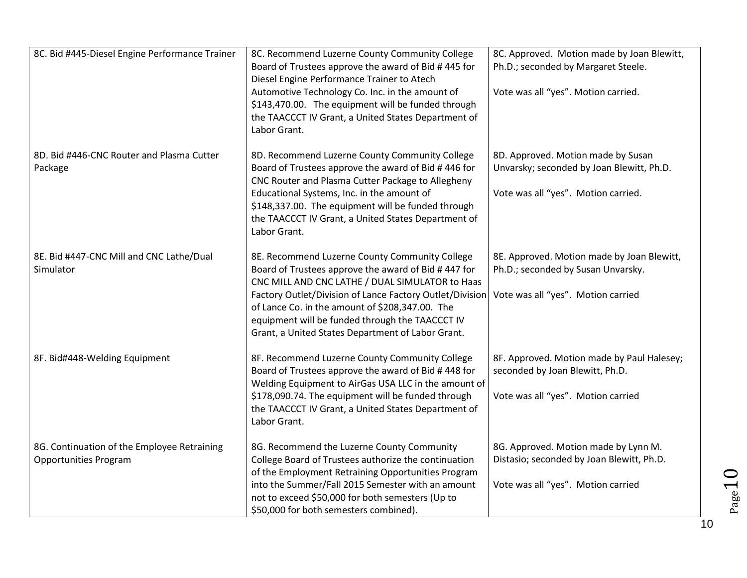| | | |
|---|---|---|
| 8C. Bid #445-Diesel Engine Performance Trainer | 8C. Recommend Luzerne County Community College Board of Trustees approve the award of Bid # 445 for Diesel Engine Performance Trainer to Atech Automotive Technology Co. Inc. in the amount of $143,470.00. The equipment will be funded through the TAACCCT IV Grant, a United States Department of Labor Grant. | 8C. Approved. Motion made by Joan Blewitt, Ph.D.; seconded by Margaret Steele.<br><br>Vote was all "yes". Motion carried. |
| 8D. Bid #446-CNC Router and Plasma Cutter Package | 8D. Recommend Luzerne County Community College Board of Trustees approve the award of Bid # 446 for CNC Router and Plasma Cutter Package to Allegheny Educational Systems, Inc. in the amount of $148,337.00. The equipment will be funded through the TAACCCT IV Grant, a United States Department of Labor Grant. | 8D. Approved. Motion made by Susan Unvarsky; seconded by Joan Blewitt, Ph.D.<br><br>Vote was all "yes". Motion carried. |
| 8E. Bid #447-CNC Mill and CNC Lathe/Dual Simulator | 8E. Recommend Luzerne County Community College Board of Trustees approve the award of Bid # 447 for CNC MILL AND CNC LATHE / DUAL SIMULATOR to Haas Factory Outlet/Division of Lance Factory Outlet/Division of Lance Co. in the amount of $208,347.00. The equipment will be funded through the TAACCCT IV Grant, a United States Department of Labor Grant. | 8E. Approved. Motion made by Joan Blewitt, Ph.D.; seconded by Susan Unvarsky.<br><br>Vote was all "yes". Motion carried |
| 8F. Bid#448-Welding Equipment | 8F. Recommend Luzerne County Community College Board of Trustees approve the award of Bid # 448 for Welding Equipment to AirGas USA LLC in the amount of $178,090.74. The equipment will be funded through the TAACCCT IV Grant, a United States Department of Labor Grant. | 8F. Approved. Motion made by Paul Halesey; seconded by Joan Blewitt, Ph.D.<br><br>Vote was all "yes". Motion carried |
| 8G. Continuation of the Employee Retraining Opportunities Program | 8G. Recommend the Luzerne County Community College Board of Trustees authorize the continuation of the Employment Retraining Opportunities Program into the Summer/Fall 2015 Semester with an amount not to exceed $50,000 for both semesters (Up to $50,000 for both semesters combined). | 8G. Approved. Motion made by Lynn M. Distasio; seconded by Joan Blewitt, Ph.D.<br><br>Vote was all "yes". Motion carried |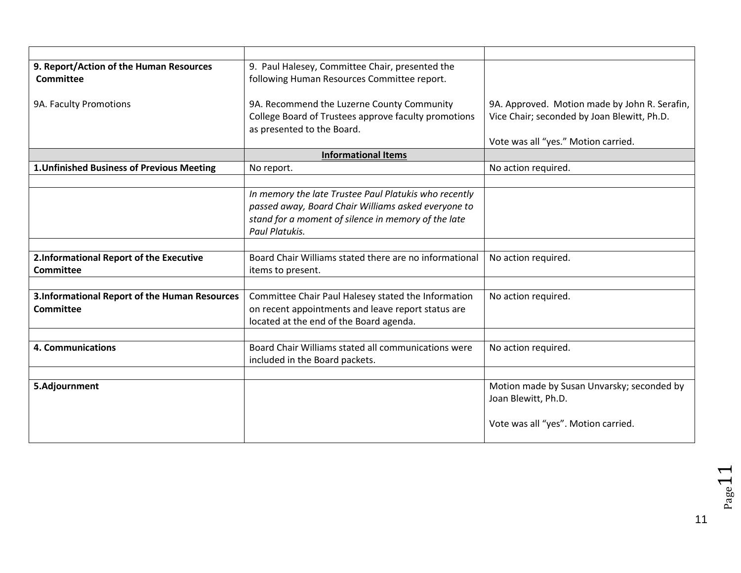| | | |
|---|---|---|
| **9. Report/Action of the Human Resources Committee**<br><br>9A. Faculty Promotions | 9. Paul Halesey, Committee Chair, presented the following Human Resources Committee report.<br><br>9A. Recommend the Luzerne County Community College Board of Trustees approve faculty promotions as presented to the Board. | 9A. Approved. Motion made by John R. Serafin, Vice Chair; seconded by Joan Blewitt, Ph.D.<br><br>Vote was all "yes." Motion carried. |
| | **Informational Items** | |
| **1.Unfinished Business of Previous Meeting** | No report. | No action required. |
| | | |
| | *In memory the late Trustee Paul Platukis who recently passed away, Board Chair Williams asked everyone to stand for a moment of silence in memory of the late Paul Platukis.* | |
| | | |
| **2.Informational Report of the Executive Committee** | Board Chair Williams stated there are no informational items to present. | No action required. |
| | | |
| **3.Informational Report of the Human Resources Committee** | Committee Chair Paul Halesey stated the Information on recent appointments and leave report status are located at the end of the Board agenda. | No action required. |
| | | |
| **4. Communications** | Board Chair Williams stated all communications were included in the Board packets. | No action required. |
| | | |
| **5.Adjournment** | | Motion made by Susan Unvarsky; seconded by Joan Blewitt, Ph.D.<br><br>Vote was all "yes". Motion carried. |